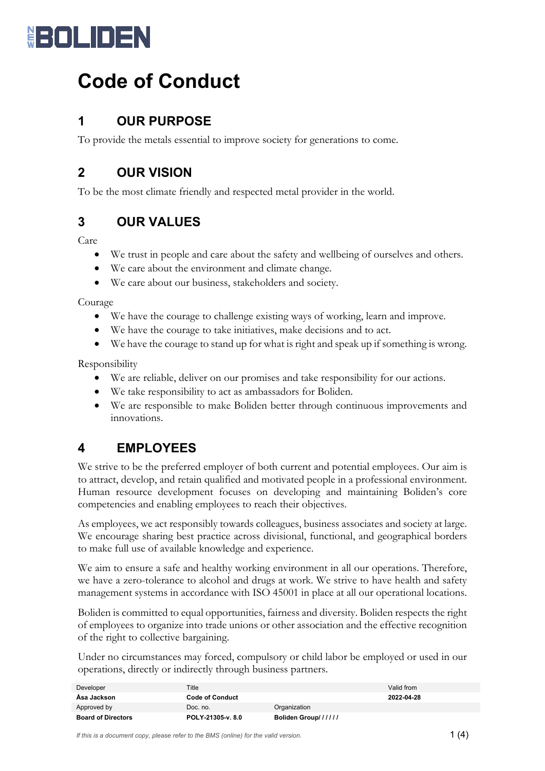# Code of Conduct

## 1 OUR PURPOSE

To provide the metals essential to improve society for generations to come.

## 2 OUR VISION

To be the most climate friendly and respected metal provider in the world.

## 3 OUR VALUES

Care

- We trust in people and care about the safety and wellbeing of ourselves and others.
- We care about the environment and climate change.
- We care about our business, stakeholders and society.

Courage

- We have the courage to challenge existing ways of working, learn and improve.
- We have the courage to take initiatives, make decisions and to act.
- We have the courage to stand up for what is right and speak up if something is wrong.

Responsibility

- We are reliable, deliver on our promises and take responsibility for our actions.
- We take responsibility to act as ambassadors for Boliden.
- We are responsible to make Boliden better through continuous improvements and innovations.

## 4 EMPLOYEES

We strive to be the preferred employer of both current and potential employees. Our aim is to attract, develop, and retain qualified and motivated people in a professional environment. Human resource development focuses on developing and maintaining Boliden's core competencies and enabling employees to reach their objectives.

As employees, we act responsibly towards colleagues, business associates and society at large. We encourage sharing best practice across divisional, functional, and geographical borders to make full use of available knowledge and experience.

We aim to ensure a safe and healthy working environment in all our operations. Therefore, we have a zero-tolerance to alcohol and drugs at work. We strive to have health and safety management systems in accordance with ISO 45001 in place at all our operational locations.

Boliden is committed to equal opportunities, fairness and diversity. Boliden respects the right of employees to organize into trade unions or other association and the effective recognition of the right to collective bargaining.

Under no circumstances may forced, compulsory or child labor be employed or used in our operations, directly or indirectly through business partners.

| Developer | Title | | Valid from |
|---|---|---|---|
| **Åsa Jackson** | **Code of Conduct** | | **2022-04-28** |
| Approved by | Doc. no. | Organization | |
| **Board of Directors** | **POLY-21305-v. 8.0** | **Boliden Group/ / / / /** | |

*If this is a document copy, please refer to the BMS (online) for the valid version.*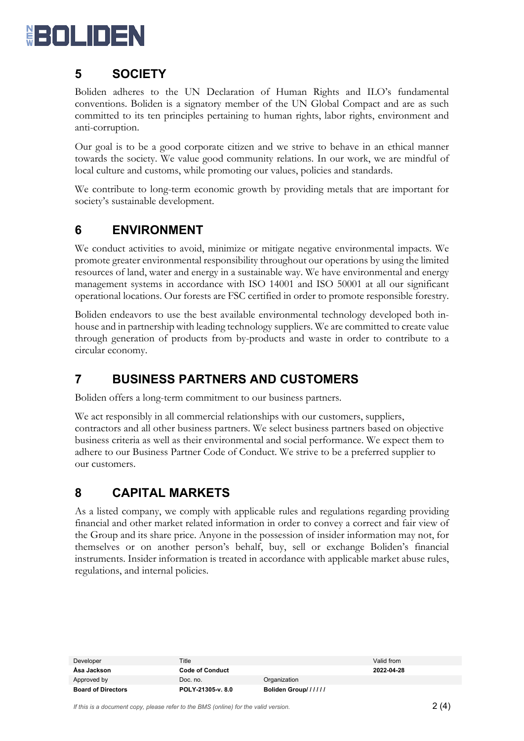## 5 SOCIETY

Boliden adheres to the UN Declaration of Human Rights and ILO's fundamental conventions. Boliden is a signatory member of the UN Global Compact and are as such committed to its ten principles pertaining to human rights, labor rights, environment and anti-corruption.

Our goal is to be a good corporate citizen and we strive to behave in an ethical manner towards the society. We value good community relations. In our work, we are mindful of local culture and customs, while promoting our values, policies and standards.

We contribute to long-term economic growth by providing metals that are important for society's sustainable development.

## 6 ENVIRONMENT

We conduct activities to avoid, minimize or mitigate negative environmental impacts. We promote greater environmental responsibility throughout our operations by using the limited resources of land, water and energy in a sustainable way. We have environmental and energy management systems in accordance with ISO 14001 and ISO 50001 at all our significant operational locations. Our forests are FSC certified in order to promote responsible forestry.

Boliden endeavors to use the best available environmental technology developed both in-house and in partnership with leading technology suppliers. We are committed to create value through generation of products from by-products and waste in order to contribute to a circular economy.

## 7 BUSINESS PARTNERS AND CUSTOMERS

Boliden offers a long-term commitment to our business partners.

We act responsibly in all commercial relationships with our customers, suppliers, contractors and all other business partners. We select business partners based on objective business criteria as well as their environmental and social performance. We expect them to adhere to our Business Partner Code of Conduct. We strive to be a preferred supplier to our customers.

## 8 CAPITAL MARKETS

As a listed company, we comply with applicable rules and regulations regarding providing financial and other market related information in order to convey a correct and fair view of the Group and its share price. Anyone in the possession of insider information may not, for themselves or on another person's behalf, buy, sell or exchange Boliden's financial instruments. Insider information is treated in accordance with applicable market abuse rules, regulations, and internal policies.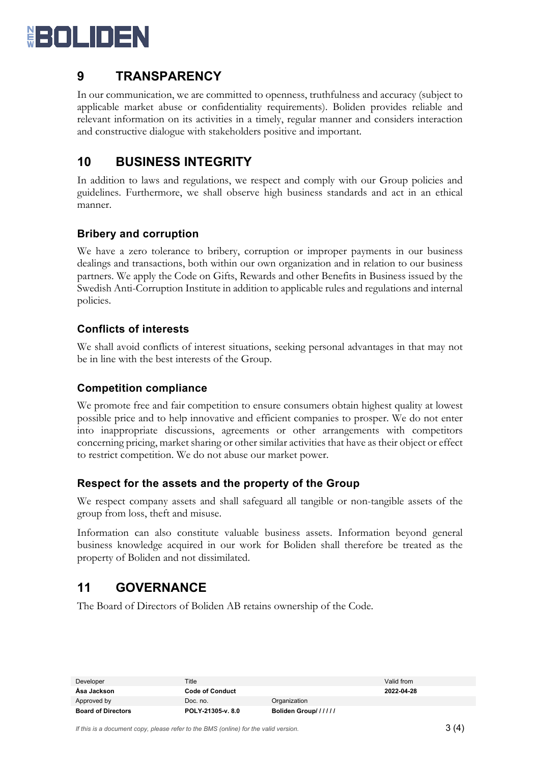## 9 TRANSPARENCY

In our communication, we are committed to openness, truthfulness and accuracy (subject to applicable market abuse or confidentiality requirements). Boliden provides reliable and relevant information on its activities in a timely, regular manner and considers interaction and constructive dialogue with stakeholders positive and important.

## 10 BUSINESS INTEGRITY

In addition to laws and regulations, we respect and comply with our Group policies and guidelines. Furthermore, we shall observe high business standards and act in an ethical manner.

### Bribery and corruption

We have a zero tolerance to bribery, corruption or improper payments in our business dealings and transactions, both within our own organization and in relation to our business partners. We apply the Code on Gifts, Rewards and other Benefits in Business issued by the Swedish Anti-Corruption Institute in addition to applicable rules and regulations and internal policies.

### Conflicts of interests

We shall avoid conflicts of interest situations, seeking personal advantages in that may not be in line with the best interests of the Group.

### Competition compliance

We promote free and fair competition to ensure consumers obtain highest quality at lowest possible price and to help innovative and efficient companies to prosper. We do not enter into inappropriate discussions, agreements or other arrangements with competitors concerning pricing, market sharing or other similar activities that have as their object or effect to restrict competition. We do not abuse our market power.

### Respect for the assets and the property of the Group

We respect company assets and shall safeguard all tangible or non-tangible assets of the group from loss, theft and misuse.

Information can also constitute valuable business assets. Information beyond general business knowledge acquired in our work for Boliden shall therefore be treated as the property of Boliden and not dissimilated.

## 11 GOVERNANCE

The Board of Directors of Boliden AB retains ownership of the Code.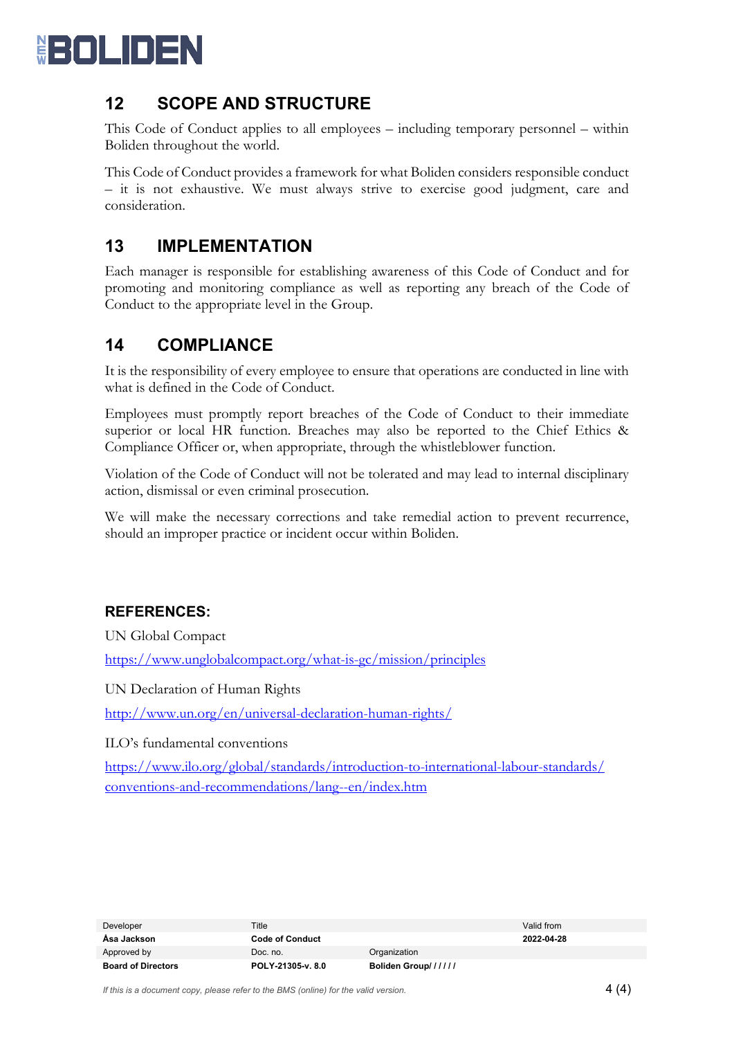## 12 SCOPE AND STRUCTURE

This Code of Conduct applies to all employees – including temporary personnel – within Boliden throughout the world.

This Code of Conduct provides a framework for what Boliden considers responsible conduct – it is not exhaustive. We must always strive to exercise good judgment, care and consideration.

## 13 IMPLEMENTATION

Each manager is responsible for establishing awareness of this Code of Conduct and for promoting and monitoring compliance as well as reporting any breach of the Code of Conduct to the appropriate level in the Group.

## 14 COMPLIANCE

It is the responsibility of every employee to ensure that operations are conducted in line with what is defined in the Code of Conduct.

Employees must promptly report breaches of the Code of Conduct to their immediate superior or local HR function. Breaches may also be reported to the Chief Ethics & Compliance Officer or, when appropriate, through the whistleblower function.

Violation of the Code of Conduct will not be tolerated and may lead to internal disciplinary action, dismissal or even criminal prosecution.

We will make the necessary corrections and take remedial action to prevent recurrence, should an improper practice or incident occur within Boliden.

### REFERENCES:

UN Global Compact

https://www.unglobalcompact.org/what-is-gc/mission/principles

UN Declaration of Human Rights

http://www.un.org/en/universal-declaration-human-rights/

ILO's fundamental conventions

https://www.ilo.org/global/standards/introduction-to-international-labour-standards/conventions-and-recommendations/lang--en/index.htm

| Developer | Title | | Valid from |
| --- | --- | --- | --- |
| **Åsa Jackson** | **Code of Conduct** | | **2022-04-28** |
| Approved by | Doc. no. | Organization | |
| **Board of Directors** | **POLY-21305-v. 8.0** | **Boliden Group/ / / / /** | |

*If this is a document copy, please refer to the BMS (online) for the valid version.*